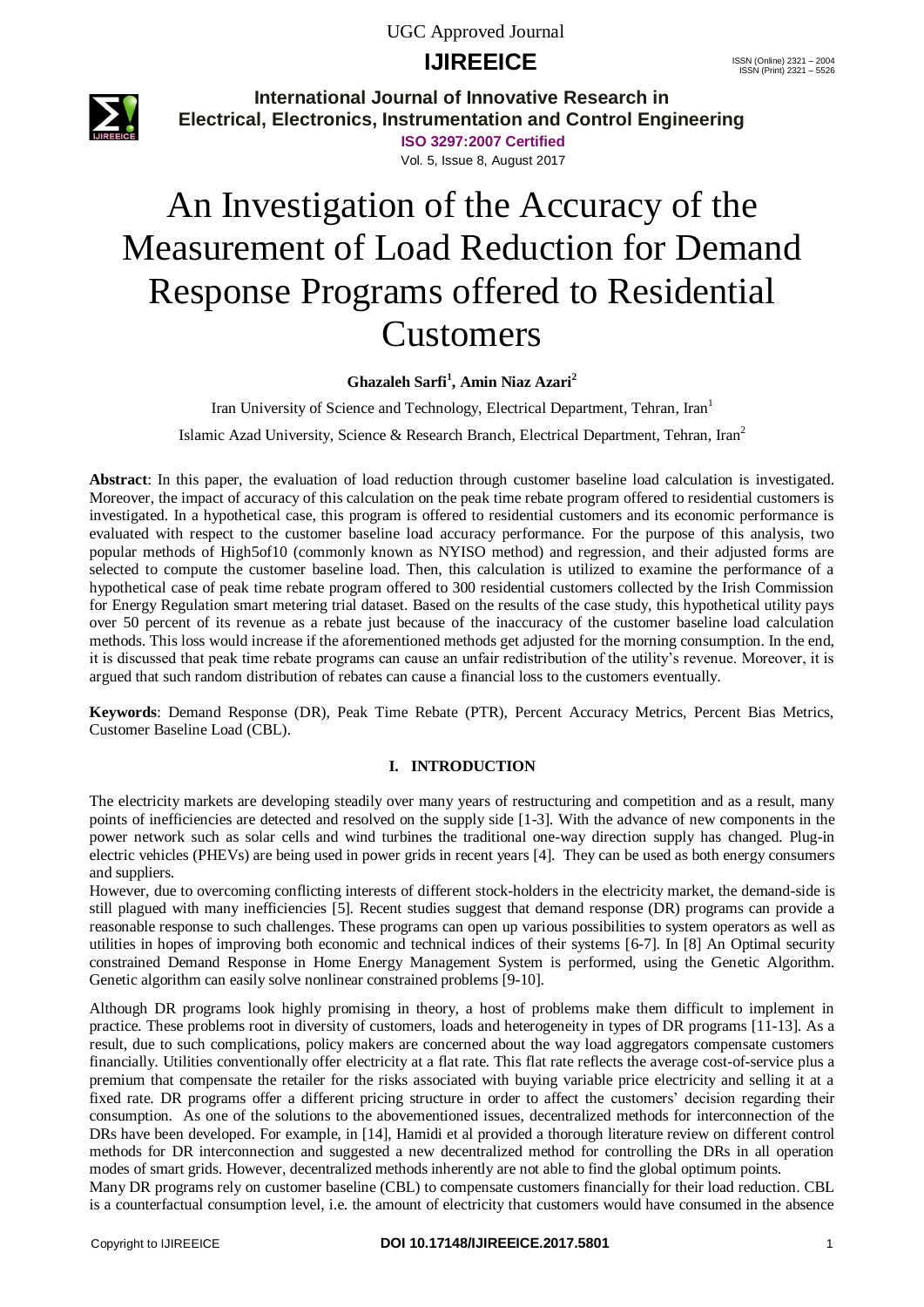# An Investigation of the Accuracy of the Measurement of Load Reduction for Demand Response Programs offered to Residential Customers

**Ghazaleh Sarfi[1], Amin Niaz Azari[2]**

Iran University of Science and Technology, Electrical Department, Tehran, Iran[1]

Islamic Azad University, Science & Research Branch, Electrical Department, Tehran, Iran[2]

**Abstract**: In this paper, the evaluation of load reduction through customer baseline load calculation is investigated. Moreover, the impact of accuracy of this calculation on the peak time rebate program offered to residential customers is investigated. In a hypothetical case, this program is offered to residential customers and its economic performance is evaluated with respect to the customer baseline load accuracy performance. For the purpose of this analysis, two popular methods of High5of10 (commonly known as NYISO method) and regression, and their adjusted forms are selected to compute the customer baseline load. Then, this calculation is utilized to examine the performance of a hypothetical case of peak time rebate program offered to 300 residential customers collected by the Irish Commission for Energy Regulation smart metering trial dataset. Based on the results of the case study, this hypothetical utility pays over 50 percent of its revenue as a rebate just because of the inaccuracy of the customer baseline load calculation methods. This loss would increase if the aforementioned methods get adjusted for the morning consumption. In the end, it is discussed that peak time rebate programs can cause an unfair redistribution of the utility's revenue. Moreover, it is argued that such random distribution of rebates can cause a financial loss to the customers eventually.

**Keywords**: Demand Response (DR), Peak Time Rebate (PTR), Percent Accuracy Metrics, Percent Bias Metrics, Customer Baseline Load (CBL).

## I. INTRODUCTION

The electricity markets are developing steadily over many years of restructuring and competition and as a result, many points of inefficiencies are detected and resolved on the supply side [1-3]. With the advance of new components in the power network such as solar cells and wind turbines the traditional one-way direction supply has changed. Plug-in electric vehicles (PHEVs) are being used in power grids in recent years [4]. They can be used as both energy consumers and suppliers.

However, due to overcoming conflicting interests of different stock-holders in the electricity market, the demand-side is still plagued with many inefficiencies [5]. Recent studies suggest that demand response (DR) programs can provide a reasonable response to such challenges. These programs can open up various possibilities to system operators as well as utilities in hopes of improving both economic and technical indices of their systems [6-7]. In [8] An Optimal security constrained Demand Response in Home Energy Management System is performed, using the Genetic Algorithm. Genetic algorithm can easily solve nonlinear constrained problems [9-10].

Although DR programs look highly promising in theory, a host of problems make them difficult to implement in practice. These problems root in diversity of customers, loads and heterogeneity in types of DR programs [11-13]. As a result, due to such complications, policy makers are concerned about the way load aggregators compensate customers financially. Utilities conventionally offer electricity at a flat rate. This flat rate reflects the average cost-of-service plus a premium that compensate the retailer for the risks associated with buying variable price electricity and selling it at a fixed rate. DR programs offer a different pricing structure in order to affect the customers' decision regarding their consumption. As one of the solutions to the abovementioned issues, decentralized methods for interconnection of the DRs have been developed. For example, in [14], Hamidi et al provided a thorough literature review on different control methods for DR interconnection and suggested a new decentralized method for controlling the DRs in all operation modes of smart grids. However, decentralized methods inherently are not able to find the global optimum points.

Many DR programs rely on customer baseline (CBL) to compensate customers financially for their load reduction. CBL is a counterfactual consumption level, i.e. the amount of electricity that customers would have consumed in the absence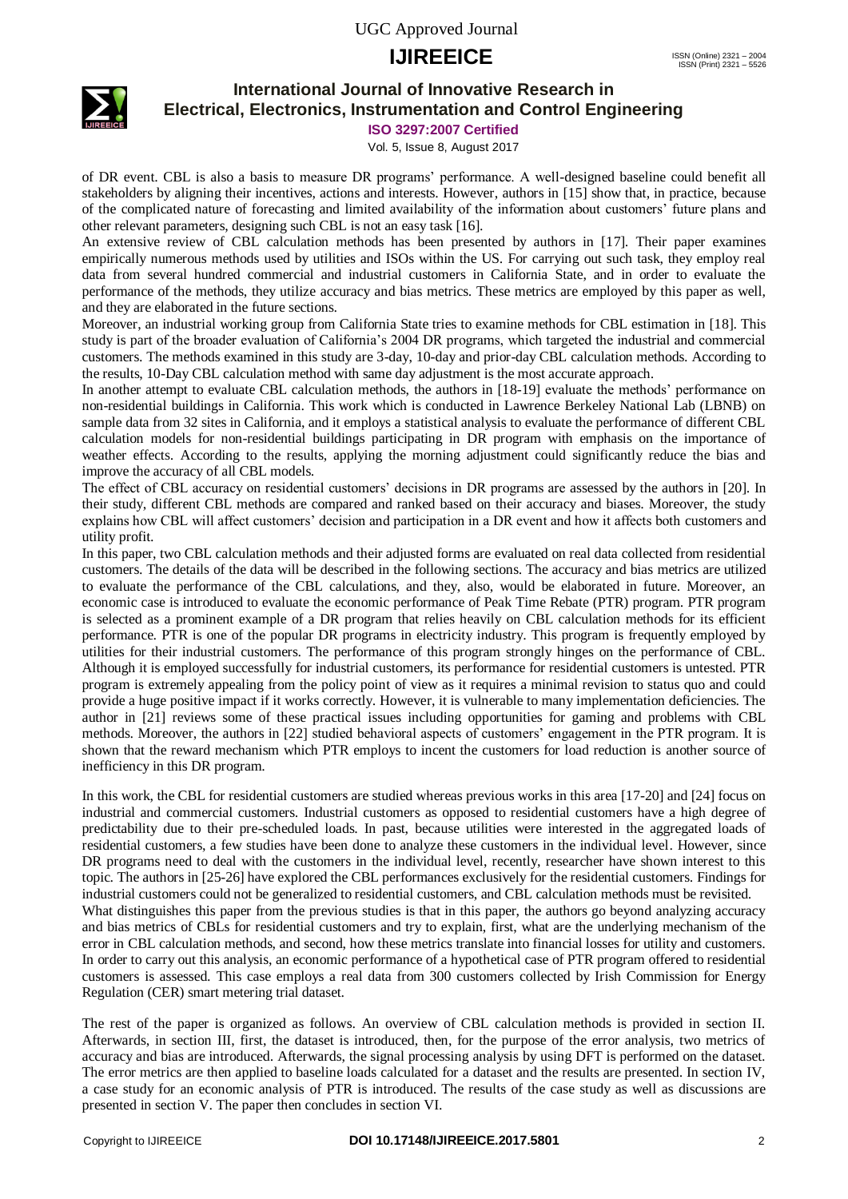of DR event. CBL is also a basis to measure DR programs' performance. A well-designed baseline could benefit all stakeholders by aligning their incentives, actions and interests. However, authors in [15] show that, in practice, because of the complicated nature of forecasting and limited availability of the information about customers' future plans and other relevant parameters, designing such CBL is not an easy task [16].

An extensive review of CBL calculation methods has been presented by authors in [17]. Their paper examines empirically numerous methods used by utilities and ISOs within the US. For carrying out such task, they employ real data from several hundred commercial and industrial customers in California State, and in order to evaluate the performance of the methods, they utilize accuracy and bias metrics. These metrics are employed by this paper as well, and they are elaborated in the future sections.

Moreover, an industrial working group from California State tries to examine methods for CBL estimation in [18]. This study is part of the broader evaluation of California's 2004 DR programs, which targeted the industrial and commercial customers. The methods examined in this study are 3-day, 10-day and prior-day CBL calculation methods. According to the results, 10-Day CBL calculation method with same day adjustment is the most accurate approach.

In another attempt to evaluate CBL calculation methods, the authors in [18-19] evaluate the methods' performance on non-residential buildings in California. This work which is conducted in Lawrence Berkeley National Lab (LBNB) on sample data from 32 sites in California, and it employs a statistical analysis to evaluate the performance of different CBL calculation models for non-residential buildings participating in DR program with emphasis on the importance of weather effects. According to the results, applying the morning adjustment could significantly reduce the bias and improve the accuracy of all CBL models.

The effect of CBL accuracy on residential customers' decisions in DR programs are assessed by the authors in [20]. In their study, different CBL methods are compared and ranked based on their accuracy and biases. Moreover, the study explains how CBL will affect customers' decision and participation in a DR event and how it affects both customers and utility profit.

In this paper, two CBL calculation methods and their adjusted forms are evaluated on real data collected from residential customers. The details of the data will be described in the following sections. The accuracy and bias metrics are utilized to evaluate the performance of the CBL calculations, and they, also, would be elaborated in future. Moreover, an economic case is introduced to evaluate the economic performance of Peak Time Rebate (PTR) program. PTR program is selected as a prominent example of a DR program that relies heavily on CBL calculation methods for its efficient performance. PTR is one of the popular DR programs in electricity industry. This program is frequently employed by utilities for their industrial customers. The performance of this program strongly hinges on the performance of CBL. Although it is employed successfully for industrial customers, its performance for residential customers is untested. PTR program is extremely appealing from the policy point of view as it requires a minimal revision to status quo and could provide a huge positive impact if it works correctly. However, it is vulnerable to many implementation deficiencies. The author in [21] reviews some of these practical issues including opportunities for gaming and problems with CBL methods. Moreover, the authors in [22] studied behavioral aspects of customers' engagement in the PTR program. It is shown that the reward mechanism which PTR employs to incent the customers for load reduction is another source of inefficiency in this DR program.

In this work, the CBL for residential customers are studied whereas previous works in this area [17-20] and [24] focus on industrial and commercial customers. Industrial customers as opposed to residential customers have a high degree of predictability due to their pre-scheduled loads. In past, because utilities were interested in the aggregated loads of residential customers, a few studies have been done to analyze these customers in the individual level. However, since DR programs need to deal with the customers in the individual level, recently, researcher have shown interest to this topic. The authors in [25-26] have explored the CBL performances exclusively for the residential customers. Findings for industrial customers could not be generalized to residential customers, and CBL calculation methods must be revisited.

What distinguishes this paper from the previous studies is that in this paper, the authors go beyond analyzing accuracy and bias metrics of CBLs for residential customers and try to explain, first, what are the underlying mechanism of the error in CBL calculation methods, and second, how these metrics translate into financial losses for utility and customers. In order to carry out this analysis, an economic performance of a hypothetical case of PTR program offered to residential customers is assessed. This case employs a real data from 300 customers collected by Irish Commission for Energy Regulation (CER) smart metering trial dataset.

The rest of the paper is organized as follows. An overview of CBL calculation methods is provided in section II. Afterwards, in section III, first, the dataset is introduced, then, for the purpose of the error analysis, two metrics of accuracy and bias are introduced. Afterwards, the signal processing analysis by using DFT is performed on the dataset. The error metrics are then applied to baseline loads calculated for a dataset and the results are presented. In section IV, a case study for an economic analysis of PTR is introduced. The results of the case study as well as discussions are presented in section V. The paper then concludes in section VI.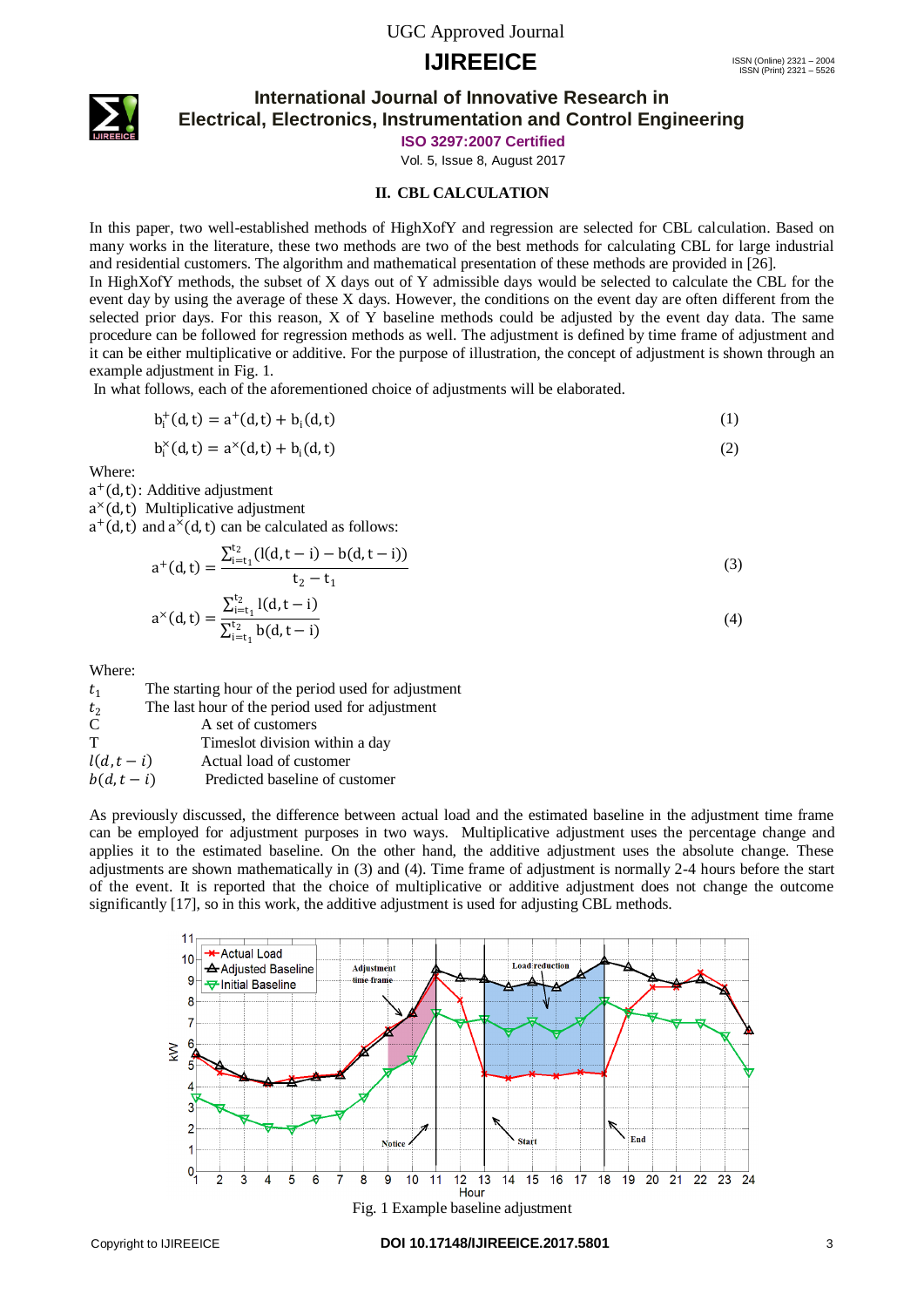## II. CBL CALCULATION

In this paper, two well-established methods of HighXofY and regression are selected for CBL calculation. Based on many works in the literature, these two methods are two of the best methods for calculating CBL for large industrial and residential customers. The algorithm and mathematical presentation of these methods are provided in [26].

In HighXofY methods, the subset of X days out of Y admissible days would be selected to calculate the CBL for the event day by using the average of these X days. However, the conditions on the event day are often different from the selected prior days. For this reason, X of Y baseline methods could be adjusted by the event day data. The same procedure can be followed for regression methods as well. The adjustment is defined by time frame of adjustment and it can be either multiplicative or additive. For the purpose of illustration, the concept of adjustment is shown through an example adjustment in Fig. 1.

In what follows, each of the aforementioned choice of adjustments will be elaborated.

$$b_i^{+}(d,t) = a^{+}(d,t) + b_i(d,t) \tag{1}$$

$$b_i^{\times}(d,t) = a^{\times}(d,t) + b_i(d,t) \tag{2}$$

Where:

$a^{+}(d,t)$: Additive adjustment

$a^{\times}(d,t)$ Multiplicative adjustment

$a^{+}(d,t)$ and $a^{\times}(d,t)$ can be calculated as follows:

$$a^{+}(d,t) = \frac{\sum_{i=t_1}^{t_2} \left(l(d,t-i) - b(d,t-i)\right)}{t_2 - t_1} \tag{3}$$

$$a^{\times}(d,t) = \frac{\sum_{i=t_1}^{t_2} l(d,t-i)}{\sum_{i=t_1}^{t_2} b(d,t-i)} \tag{4}$$

Where:

$t_1$ The starting hour of the period used for adjustment

$t_2$ The last hour of the period used for adjustment

C A set of customers

T Timeslot division within a day

$l(d,t-i)$ Actual load of customer

$b(d,t-i)$ Predicted baseline of customer

As previously discussed, the difference between actual load and the estimated baseline in the adjustment time frame can be employed for adjustment purposes in two ways. Multiplicative adjustment uses the percentage change and applies it to the estimated baseline. On the other hand, the additive adjustment uses the absolute change. These adjustments are shown mathematically in (3) and (4). Time frame of adjustment is normally 2-4 hours before the start of the event. It is reported that the choice of multiplicative or additive adjustment does not change the outcome significantly [17], so in this work, the additive adjustment is used for adjusting CBL methods.

Fig. 1 Example baseline adjustment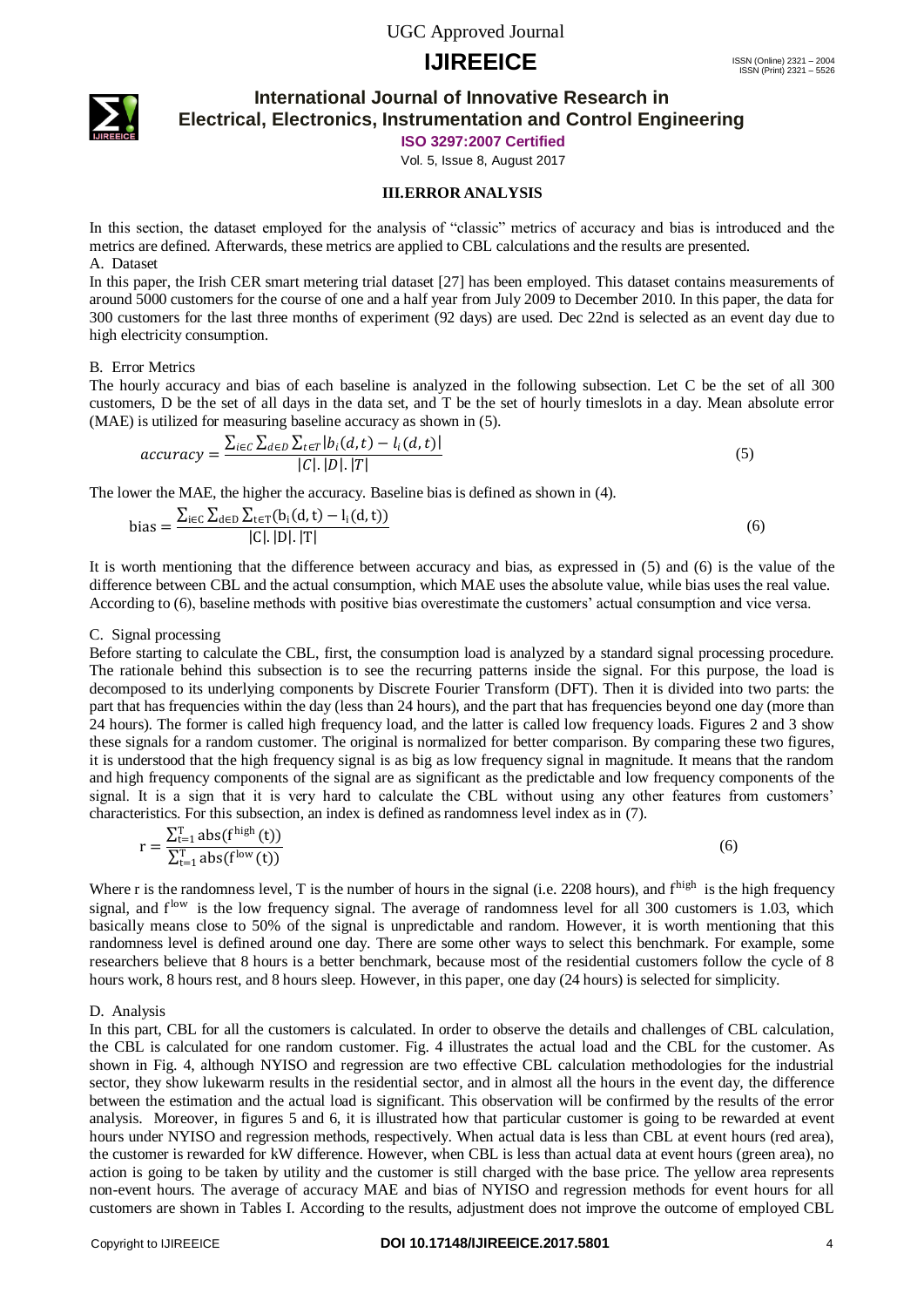## III. ERROR ANALYSIS

In this section, the dataset employed for the analysis of "classic" metrics of accuracy and bias is introduced and the metrics are defined. Afterwards, these metrics are applied to CBL calculations and the results are presented.

### A. Dataset

In this paper, the Irish CER smart metering trial dataset [27] has been employed. This dataset contains measurements of around 5000 customers for the course of one and a half year from July 2009 to December 2010. In this paper, the data for 300 customers for the last three months of experiment (92 days) are used. Dec 22nd is selected as an event day due to high electricity consumption.

### B. Error Metrics

The hourly accuracy and bias of each baseline is analyzed in the following subsection. Let C be the set of all 300 customers, D be the set of all days in the data set, and T be the set of hourly timeslots in a day. Mean absolute error (MAE) is utilized for measuring baseline accuracy as shown in (5).

$$accuracy = \frac{\sum_{i\in C}\sum_{d\in D}\sum_{t\in T}|b_i(d,t) - l_i(d,t)|}{|C|.|D|.|T|} \quad (5)$$

The lower the MAE, the higher the accuracy. Baseline bias is defined as shown in (4).

$$\text{bias} = \frac{\sum_{i\in C}\sum_{d\in D}\sum_{t\in T}(b_i(d,t) - l_i(d,t))}{|C|.|D|.|T|} \quad (6)$$

It is worth mentioning that the difference between accuracy and bias, as expressed in (5) and (6) is the value of the difference between CBL and the actual consumption, which MAE uses the absolute value, while bias uses the real value. According to (6), baseline methods with positive bias overestimate the customers' actual consumption and vice versa.

### C. Signal processing

Before starting to calculate the CBL, first, the consumption load is analyzed by a standard signal processing procedure. The rationale behind this subsection is to see the recurring patterns inside the signal. For this purpose, the load is decomposed to its underlying components by Discrete Fourier Transform (DFT). Then it is divided into two parts: the part that has frequencies within the day (less than 24 hours), and the part that has frequencies beyond one day (more than 24 hours). The former is called high frequency load, and the latter is called low frequency loads. Figures 2 and 3 show these signals for a random customer. The original is normalized for better comparison. By comparing these two figures, it is understood that the high frequency signal is as big as low frequency signal in magnitude. It means that the random and high frequency components of the signal are as significant as the predictable and low frequency components of the signal. It is a sign that it is very hard to calculate the CBL without using any other features from customers' characteristics. For this subsection, an index is defined as randomness level index as in (7).

$$\text{r} = \frac{\sum_{t=1}^{T}\text{abs}(f^{\text{high}}(t))}{\sum_{t=1}^{T}\text{abs}(f^{\text{low}}(t))} \quad (6)$$

Where r is the randomness level, T is the number of hours in the signal (i.e. 2208 hours), and $f^{high}$ is the high frequency signal, and $f^{low}$ is the low frequency signal. The average of randomness level for all 300 customers is 1.03, which basically means close to 50% of the signal is unpredictable and random. However, it is worth mentioning that this randomness level is defined around one day. There are some other ways to select this benchmark. For example, some researchers believe that 8 hours is a better benchmark, because most of the residential customers follow the cycle of 8 hours work, 8 hours rest, and 8 hours sleep. However, in this paper, one day (24 hours) is selected for simplicity.

### D. Analysis

In this part, CBL for all the customers is calculated. In order to observe the details and challenges of CBL calculation, the CBL is calculated for one random customer. Fig. 4 illustrates the actual load and the CBL for the customer. As shown in Fig. 4, although NYISO and regression are two effective CBL calculation methodologies for the industrial sector, they show lukewarm results in the residential sector, and in almost all the hours in the event day, the difference between the estimation and the actual load is significant. This observation will be confirmed by the results of the error analysis. Moreover, in figures 5 and 6, it is illustrated how that particular customer is going to be rewarded at event hours under NYISO and regression methods, respectively. When actual data is less than CBL at event hours (red area), the customer is rewarded for kW difference. However, when CBL is less than actual data at event hours (green area), no action is going to be taken by utility and the customer is still charged with the base price. The yellow area represents non-event hours. The average of accuracy MAE and bias of NYISO and regression methods for event hours for all customers are shown in Tables I. According to the results, adjustment does not improve the outcome of employed CBL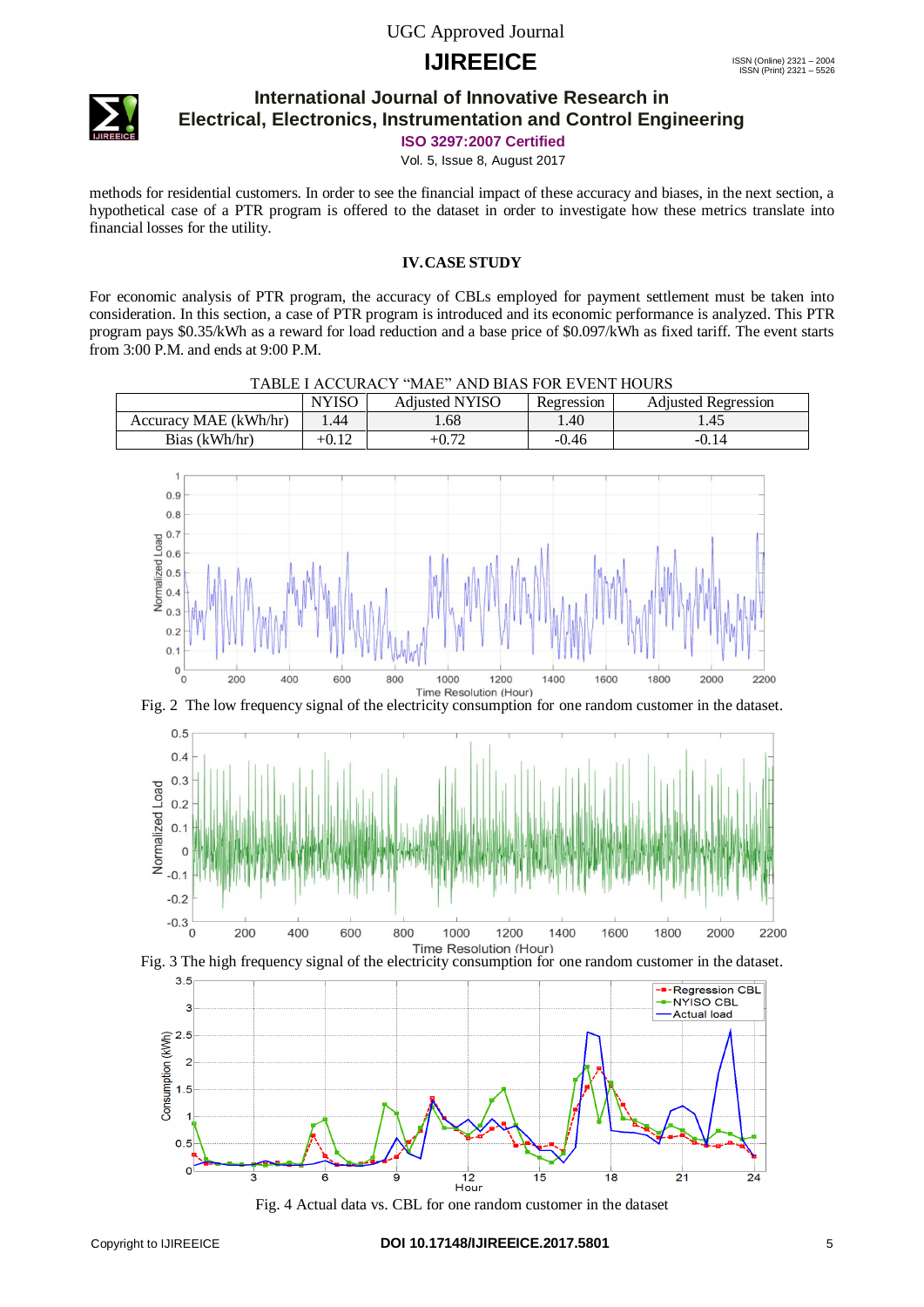methods for residential customers. In order to see the financial impact of these accuracy and biases, in the next section, a hypothetical case of a PTR program is offered to the dataset in order to investigate how these metrics translate into financial losses for the utility.

## IV. CASE STUDY

For economic analysis of PTR program, the accuracy of CBLs employed for payment settlement must be taken into consideration. In this section, a case of PTR program is introduced and its economic performance is analyzed. This PTR program pays $0.35/kWh as a reward for load reduction and a base price of $0.097/kWh as fixed tariff. The event starts from 3:00 P.M. and ends at 9:00 P.M.

TABLE I ACCURACY "MAE" AND BIAS FOR EVENT HOURS

| | NYISO | Adjusted NYISO | Regression | Adjusted Regression |
|---|---|---|---|---|
| Accuracy MAE (kWh/hr) | 1.44 | 1.68 | 1.40 | 1.45 |
| Bias (kWh/hr) | +0.12 | +0.72 | -0.46 | -0.14 |

Fig. 2 The low frequency signal of the electricity consumption for one random customer in the dataset.

Fig. 3 The high frequency signal of the electricity consumption for one random customer in the dataset.

Fig. 4 Actual data vs. CBL for one random customer in the dataset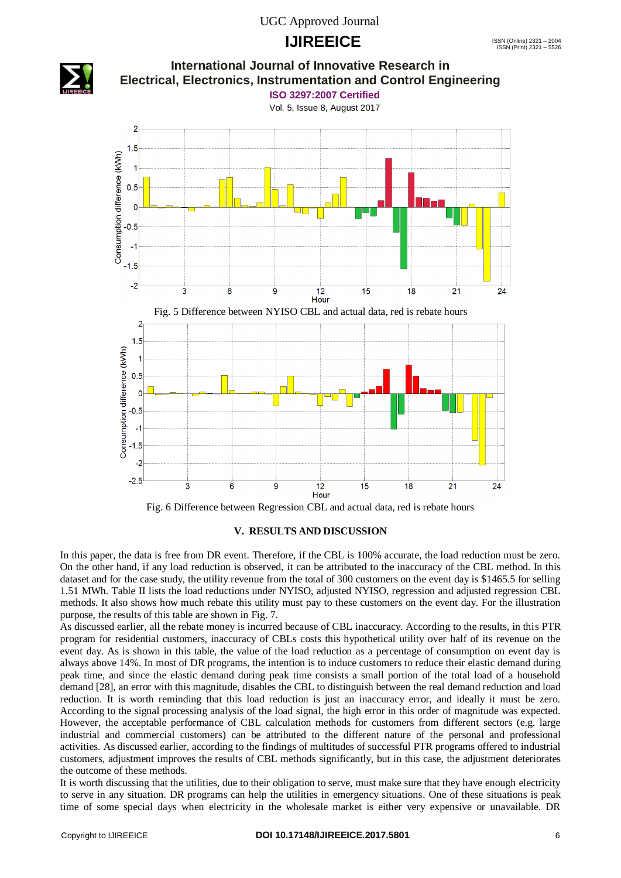Fig. 5 Difference between NYISO CBL and actual data, red is rebate hours

Fig. 6 Difference between Regression CBL and actual data, red is rebate hours

## V. RESULTS AND DISCUSSION

In this paper, the data is free from DR event. Therefore, if the CBL is 100% accurate, the load reduction must be zero. On the other hand, if any load reduction is observed, it can be attributed to the inaccuracy of the CBL method. In this dataset and for the case study, the utility revenue from the total of 300 customers on the event day is $1465.5 for selling 1.51 MWh. Table II lists the load reductions under NYISO, adjusted NYISO, regression and adjusted regression CBL methods. It also shows how much rebate this utility must pay to these customers on the event day. For the illustration purpose, the results of this table are shown in Fig. 7.

As discussed earlier, all the rebate money is incurred because of CBL inaccuracy. According to the results, in this PTR program for residential customers, inaccuracy of CBLs costs this hypothetical utility over half of its revenue on the event day. As is shown in this table, the value of the load reduction as a percentage of consumption on event day is always above 14%. In most of DR programs, the intention is to induce customers to reduce their elastic demand during peak time, and since the elastic demand during peak time consists a small portion of the total load of a household demand [28], an error with this magnitude, disables the CBL to distinguish between the real demand reduction and load reduction. It is worth reminding that this load reduction is just an inaccuracy error, and ideally it must be zero. According to the signal processing analysis of the load signal, the high error in this order of magnitude was expected. However, the acceptable performance of CBL calculation methods for customers from different sectors (e.g. large industrial and commercial customers) can be attributed to the different nature of the personal and professional activities. As discussed earlier, according to the findings of multitudes of successful PTR programs offered to industrial customers, adjustment improves the results of CBL methods significantly, but in this case, the adjustment deteriorates the outcome of these methods.

It is worth discussing that the utilities, due to their obligation to serve, must make sure that they have enough electricity to serve in any situation. DR programs can help the utilities in emergency situations. One of these situations is peak time of some special days when electricity in the wholesale market is either very expensive or unavailable. DR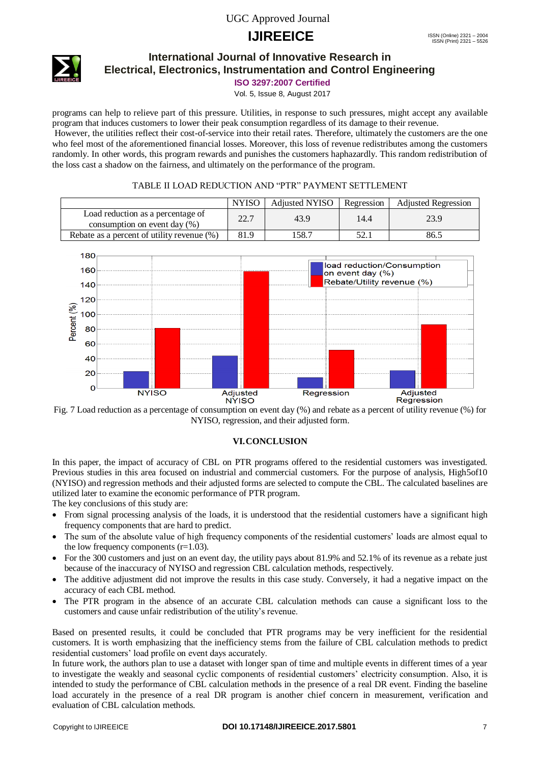programs can help to relieve part of this pressure. Utilities, in response to such pressures, might accept any available program that induces customers to lower their peak consumption regardless of its damage to their revenue.

However, the utilities reflect their cost-of-service into their retail rates. Therefore, ultimately the customers are the one who feel most of the aforementioned financial losses. Moreover, this loss of revenue redistributes among the customers randomly. In other words, this program rewards and punishes the customers haphazardly. This random redistribution of the loss cast a shadow on the fairness, and ultimately on the performance of the program.

TABLE II LOAD REDUCTION AND "PTR" PAYMENT SETTLEMENT

| | NYISO | Adjusted NYISO | Regression | Adjusted Regression |
|---|---|---|---|---|
| Load reduction as a percentage of consumption on event day (%) | 22.7 | 43.9 | 14.4 | 23.9 |
| Rebate as a percent of utility revenue (%) | 81.9 | 158.7 | 52.1 | 86.5 |

Fig. 7 Load reduction as a percentage of consumption on event day (%) and rebate as a percent of utility revenue (%) for NYISO, regression, and their adjusted form.

## VI. CONCLUSION

In this paper, the impact of accuracy of CBL on PTR programs offered to the residential customers was investigated. Previous studies in this area focused on industrial and commercial customers. For the purpose of analysis, High5of10 (NYISO) and regression methods and their adjusted forms are selected to compute the CBL. The calculated baselines are utilized later to examine the economic performance of PTR program.

The key conclusions of this study are:

- From signal processing analysis of the loads, it is understood that the residential customers have a significant high frequency components that are hard to predict.
- The sum of the absolute value of high frequency components of the residential customers' loads are almost equal to the low frequency components (r=1.03).
- For the 300 customers and just on an event day, the utility pays about 81.9% and 52.1% of its revenue as a rebate just because of the inaccuracy of NYISO and regression CBL calculation methods, respectively.
- The additive adjustment did not improve the results in this case study. Conversely, it had a negative impact on the accuracy of each CBL method.
- The PTR program in the absence of an accurate CBL calculation methods can cause a significant loss to the customers and cause unfair redistribution of the utility's revenue.

Based on presented results, it could be concluded that PTR programs may be very inefficient for the residential customers. It is worth emphasizing that the inefficiency stems from the failure of CBL calculation methods to predict residential customers' load profile on event days accurately.

In future work, the authors plan to use a dataset with longer span of time and multiple events in different times of a year to investigate the weakly and seasonal cyclic components of residential customers' electricity consumption. Also, it is intended to study the performance of CBL calculation methods in the presence of a real DR event. Finding the baseline load accurately in the presence of a real DR program is another chief concern in measurement, verification and evaluation of CBL calculation methods.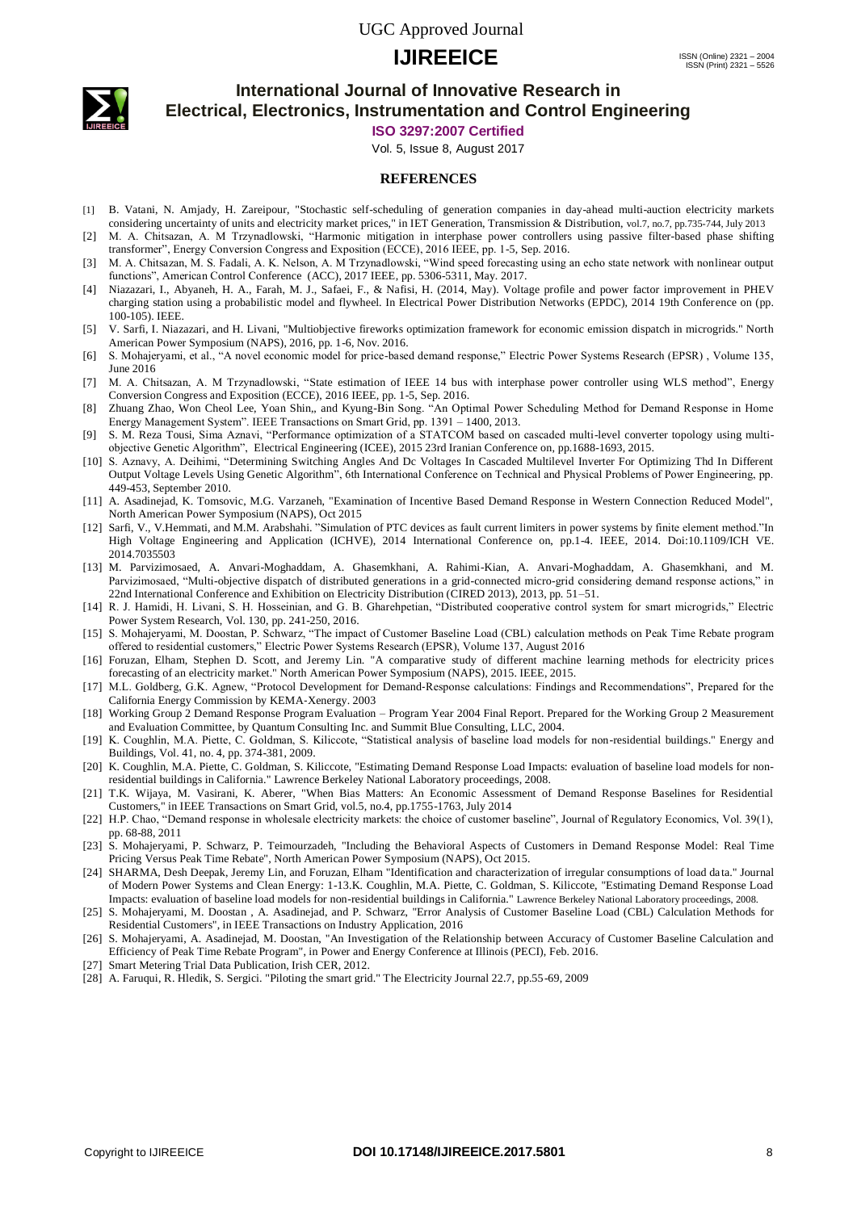## REFERENCES

[1] B. Vatani, N. Amjady, H. Zareipour, "Stochastic self-scheduling of generation companies in day-ahead multi-auction electricity markets considering uncertainty of units and electricity market prices," in IET Generation, Transmission & Distribution, vol.7, no.7, pp.735-744, July 2013

[2] M. A. Chitsazan, A. M Trzynadlowski, "Harmonic mitigation in interphase power controllers using passive filter-based phase shifting transformer", Energy Conversion Congress and Exposition (ECCE), 2016 IEEE, pp. 1-5, Sep. 2016.

[3] M. A. Chitsazan, M. S. Fadali, A. K. Nelson, A. M Trzynadlowski, "Wind speed forecasting using an echo state network with nonlinear output functions", American Control Conference (ACC), 2017 IEEE, pp. 5306-5311, May. 2017.

[4] Niazazari, I., Abyaneh, H. A., Farah, M. J., Safaei, F., & Nafisi, H. (2014, May). Voltage profile and power factor improvement in PHEV charging station using a probabilistic model and flywheel. In Electrical Power Distribution Networks (EPDC), 2014 19th Conference on (pp. 100-105). IEEE.

[5] V. Sarfi, I. Niazazari, and H. Livani, "Multiobjective fireworks optimization framework for economic emission dispatch in microgrids." North American Power Symposium (NAPS), 2016, pp. 1-6, Nov. 2016.

[6] S. Mohajeryami, et al., "A novel economic model for price-based demand response," Electric Power Systems Research (EPSR) , Volume 135, June 2016

[7] M. A. Chitsazan, A. M Trzynadlowski, "State estimation of IEEE 14 bus with interphase power controller using WLS method", Energy Conversion Congress and Exposition (ECCE), 2016 IEEE, pp. 1-5, Sep. 2016.

[8] Zhuang Zhao, Won Cheol Lee, Yoan Shin,, and Kyung-Bin Song. "An Optimal Power Scheduling Method for Demand Response in Home Energy Management System". IEEE Transactions on Smart Grid, pp. 1391 – 1400, 2013.

[9] S. M. Reza Tousi, Sima Aznavi, "Performance optimization of a STATCOM based on cascaded multi-level converter topology using multi-objective Genetic Algorithm", Electrical Engineering (ICEE), 2015 23rd Iranian Conference on, pp.1688-1693, 2015.

[10] S. Aznavy, A. Deihimi, "Determining Switching Angles And Dc Voltages In Cascaded Multilevel Inverter For Optimizing Thd In Different Output Voltage Levels Using Genetic Algorithm", 6th International Conference on Technical and Physical Problems of Power Engineering, pp. 449-453, September 2010.

[11] A. Asadinejad, K. Tomsovic, M.G. Varzaneh, "Examination of Incentive Based Demand Response in Western Connection Reduced Model", North American Power Symposium (NAPS), Oct 2015

[12] Sarfi, V., V.Hemmati, and M.M. Arabshahi. "Simulation of PTC devices as fault current limiters in power systems by finite element method."In High Voltage Engineering and Application (ICHVE), 2014 International Conference on, pp.1-4. IEEE, 2014. Doi:10.1109/ICH VE. 2014.7035503

[13] M. Parvizimosaed, A. Anvari-Moghaddam, A. Ghasemkhani, A. Rahimi-Kian, A. Anvari-Moghaddam, A. Ghasemkhani, and M. Parvizimosaed, "Multi-objective dispatch of distributed generations in a grid-connected micro-grid considering demand response actions," in 22nd International Conference and Exhibition on Electricity Distribution (CIRED 2013), 2013, pp. 51–51.

[14] R. J. Hamidi, H. Livani, S. H. Hosseinian, and G. B. Gharehpetian, "Distributed cooperative control system for smart microgrids," Electric Power System Research, Vol. 130, pp. 241-250, 2016.

[15] S. Mohajeryami, M. Doostan, P. Schwarz, "The impact of Customer Baseline Load (CBL) calculation methods on Peak Time Rebate program offered to residential customers," Electric Power Systems Research (EPSR), Volume 137, August 2016

[16] Foruzan, Elham, Stephen D. Scott, and Jeremy Lin. "A comparative study of different machine learning methods for electricity prices forecasting of an electricity market." North American Power Symposium (NAPS), 2015. IEEE, 2015.

[17] M.L. Goldberg, G.K. Agnew, "Protocol Development for Demand-Response calculations: Findings and Recommendations", Prepared for the California Energy Commission by KEMA-Xenergy. 2003

[18] Working Group 2 Demand Response Program Evaluation – Program Year 2004 Final Report. Prepared for the Working Group 2 Measurement and Evaluation Committee, by Quantum Consulting Inc. and Summit Blue Consulting, LLC, 2004.

[19] K. Coughlin, M.A. Piette, C. Goldman, S. Kiliccote, "Statistical analysis of baseline load models for non-residential buildings." Energy and Buildings, Vol. 41, no. 4, pp. 374-381, 2009.

[20] K. Coughlin, M.A. Piette, C. Goldman, S. Kiliccote, "Estimating Demand Response Load Impacts: evaluation of baseline load models for non-residential buildings in California." Lawrence Berkeley National Laboratory proceedings, 2008.

[21] T.K. Wijaya, M. Vasirani, K. Aberer, "When Bias Matters: An Economic Assessment of Demand Response Baselines for Residential Customers," in IEEE Transactions on Smart Grid, vol.5, no.4, pp.1755-1763, July 2014

[22] H.P. Chao, "Demand response in wholesale electricity markets: the choice of customer baseline", Journal of Regulatory Economics, Vol. 39(1), pp. 68-88, 2011

[23] S. Mohajeryami, P. Schwarz, P. Teimourzadeh, "Including the Behavioral Aspects of Customers in Demand Response Model: Real Time Pricing Versus Peak Time Rebate", North American Power Symposium (NAPS), Oct 2015.

[24] SHARMA, Desh Deepak, Jeremy Lin, and Foruzan, Elham "Identification and characterization of irregular consumptions of load data." Journal of Modern Power Systems and Clean Energy: 1-13.K. Coughlin, M.A. Piette, C. Goldman, S. Kiliccote, "Estimating Demand Response Load Impacts: evaluation of baseline load models for non-residential buildings in California." Lawrence Berkeley National Laboratory proceedings, 2008.

[25] S. Mohajeryami, M. Doostan , A. Asadinejad, and P. Schwarz, "Error Analysis of Customer Baseline Load (CBL) Calculation Methods for Residential Customers", in IEEE Transactions on Industry Application, 2016

[26] S. Mohajeryami, A. Asadinejad, M. Doostan, "An Investigation of the Relationship between Accuracy of Customer Baseline Calculation and Efficiency of Peak Time Rebate Program", in Power and Energy Conference at Illinois (PECI), Feb. 2016.

[27] Smart Metering Trial Data Publication, Irish CER, 2012.

[28] A. Faruqui, R. Hledik, S. Sergici. "Piloting the smart grid." The Electricity Journal 22.7, pp.55-69, 2009